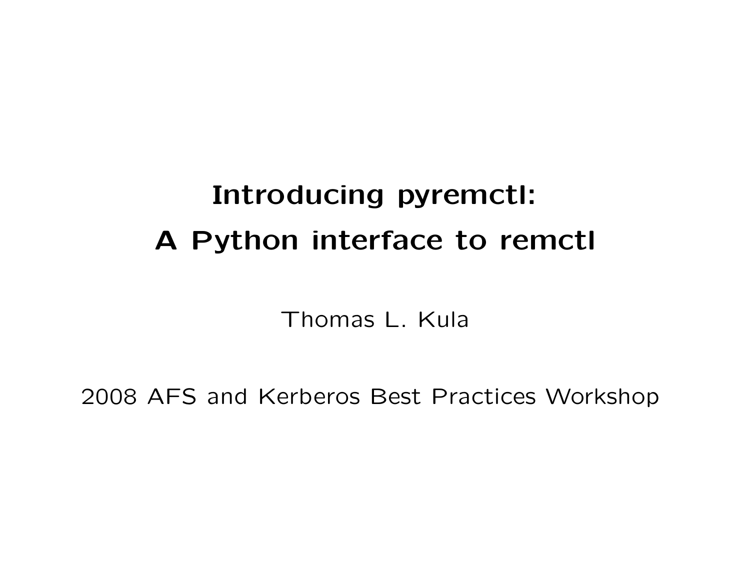# Introducing pyremctl:

# A Python interface to remctl

Thomas L. Kula

2008 AFS and Kerberos Best Practices Workshop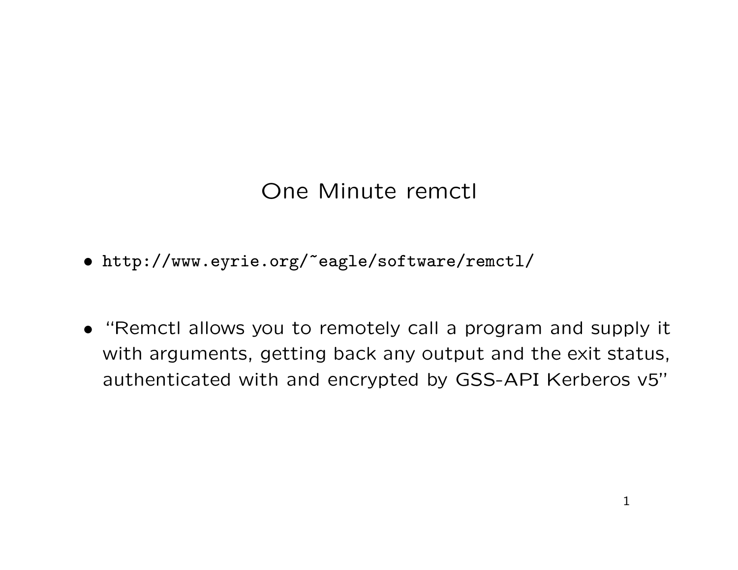# One Minute remctl

- `http://www.eyrie.org/~eagle/software/remctl/`

- "Remctl allows you to remotely call a program and supply it with arguments, getting back any output and the exit status, authenticated with and encrypted by GSS-API Kerberos v5"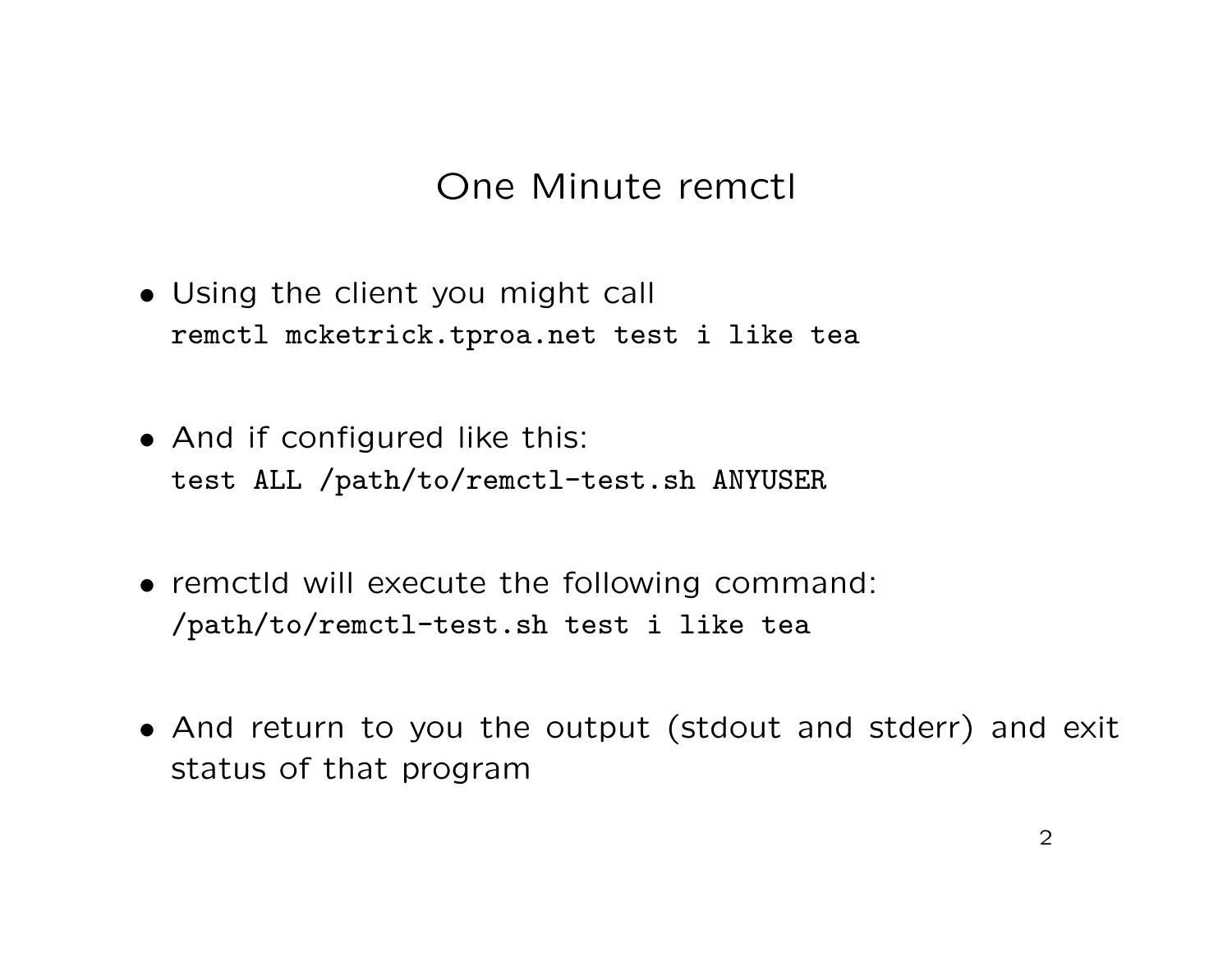# One Minute remctl

- Using the client you might call
  `remctl mcketrick.tproa.net test i like tea`

- And if configured like this:
  `test ALL /path/to/remctl-test.sh ANYUSER`

- remctld will execute the following command:
  `/path/to/remctl-test.sh test i like tea`

- And return to you the output (stdout and stderr) and exit status of that program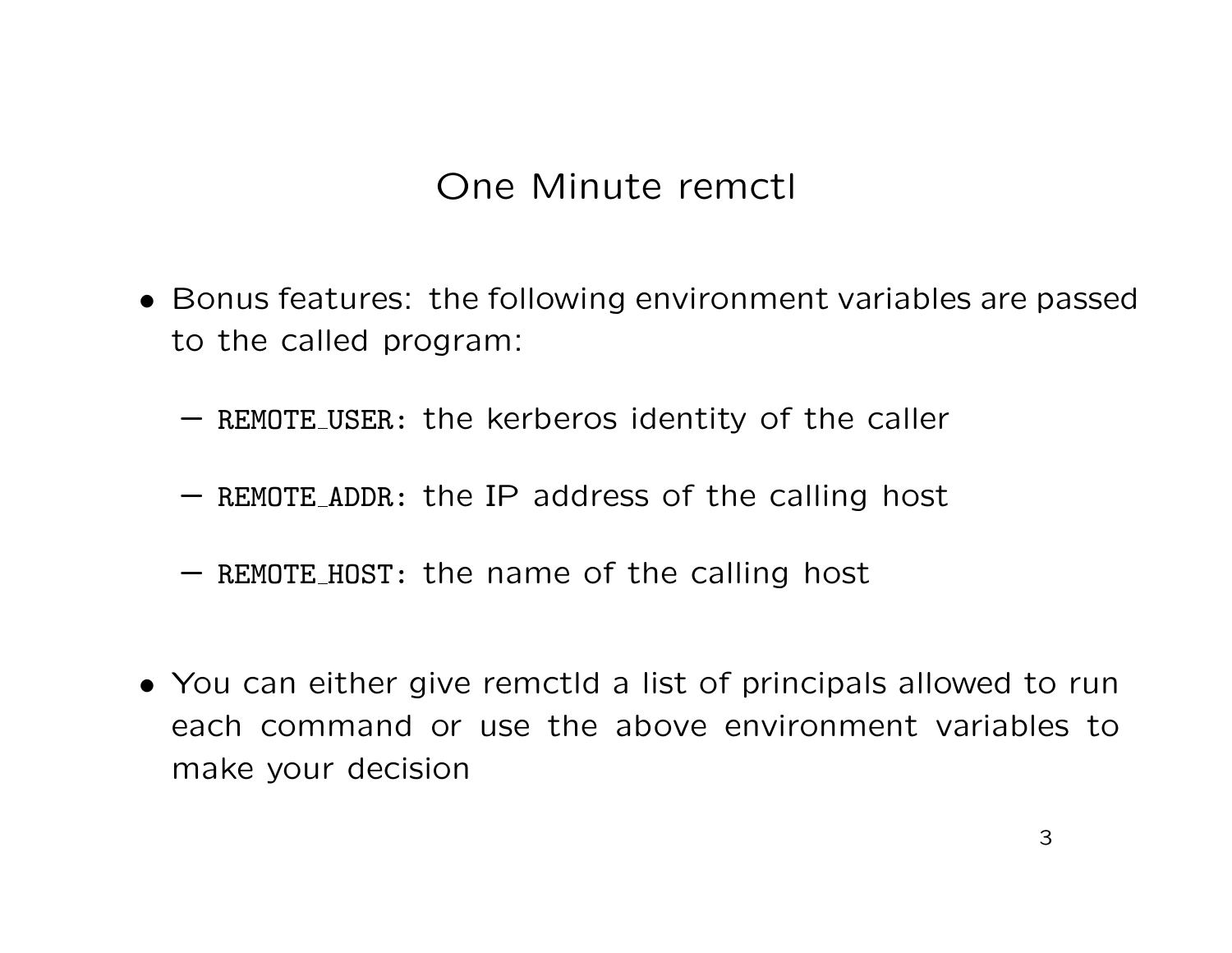# One Minute remctl

- Bonus features: the following environment variables are passed to the called program:
  - `REMOTE_USER`: the kerberos identity of the caller
  - `REMOTE_ADDR`: the IP address of the calling host
  - `REMOTE_HOST`: the name of the calling host
- You can either give remctld a list of principals allowed to run each command or use the above environment variables to make your decision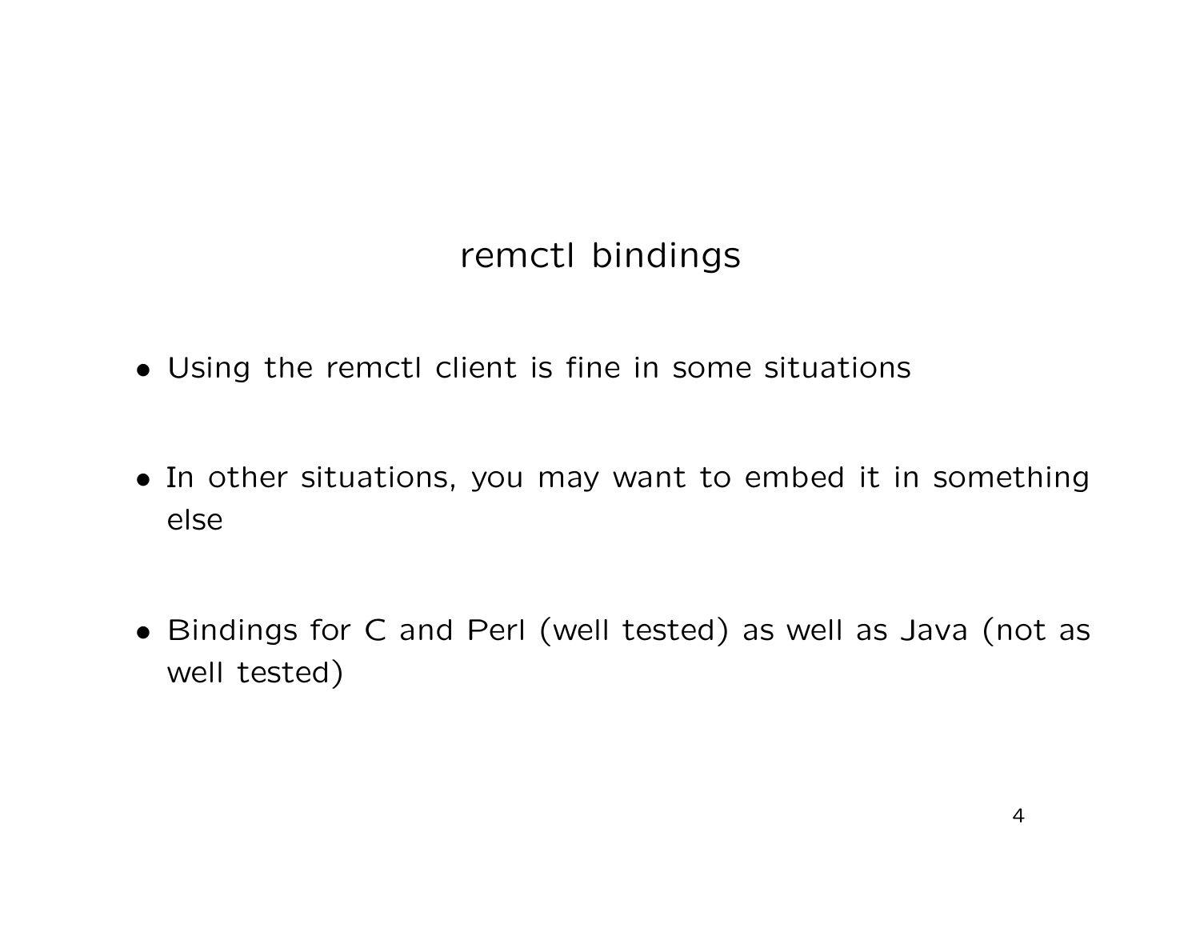# remctl bindings

- Using the remctl client is fine in some situations
- In other situations, you may want to embed it in something else
- Bindings for C and Perl (well tested) as well as Java (not as well tested)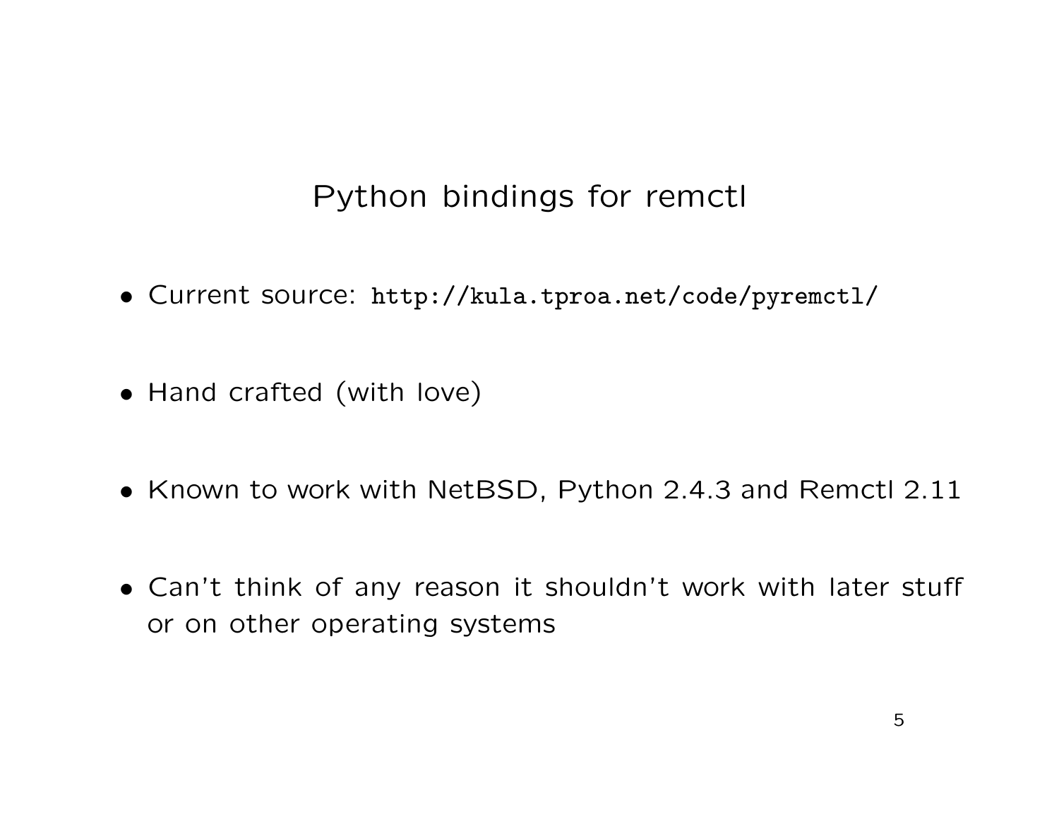# Python bindings for remctl

- Current source: `http://kula.tproa.net/code/pyremctl/`
- Hand crafted (with love)
- Known to work with NetBSD, Python 2.4.3 and Remctl 2.11
- Can't think of any reason it shouldn't work with later stuff or on other operating systems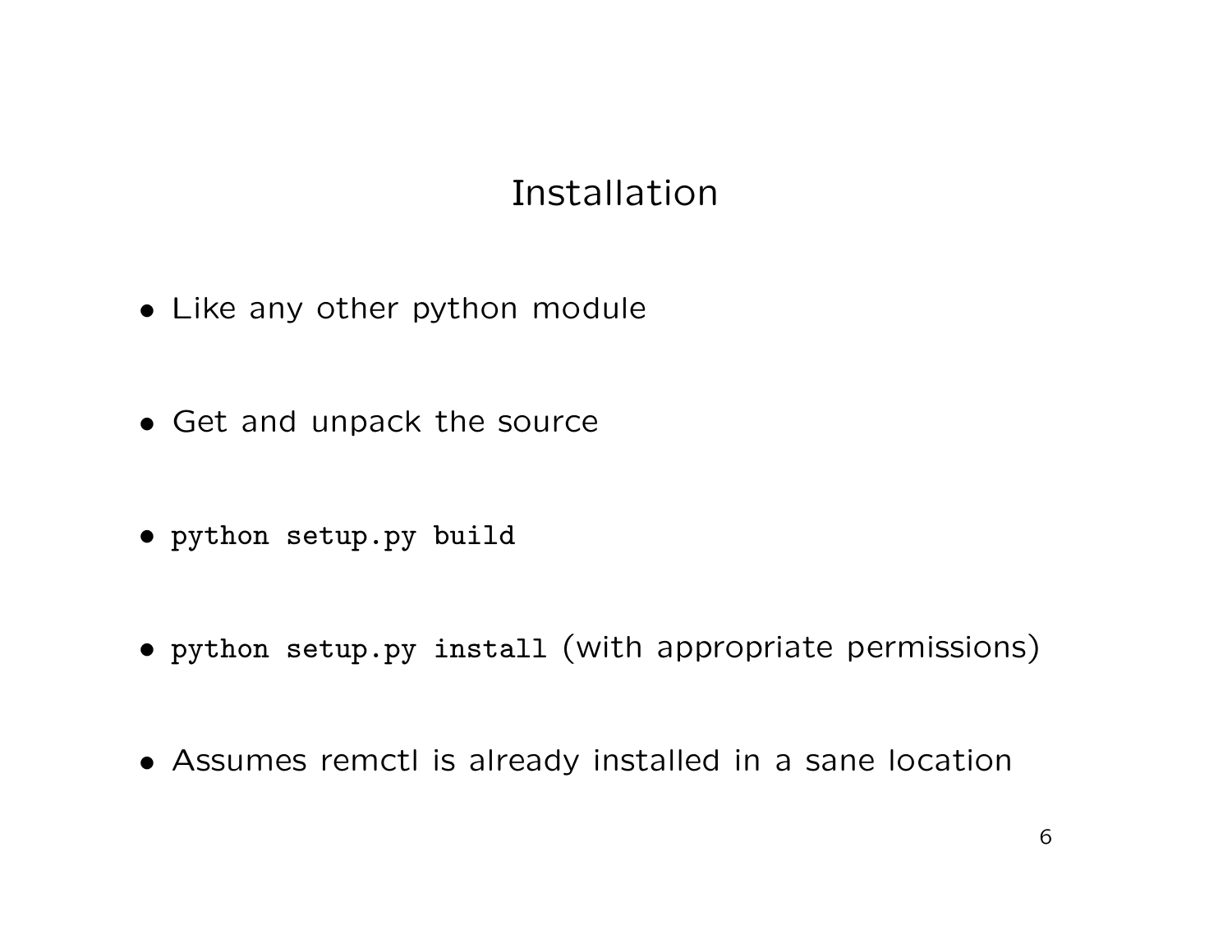# Installation

- Like any other python module
- Get and unpack the source
- `python setup.py build`
- `python setup.py install` (with appropriate permissions)
- Assumes remctl is already installed in a sane location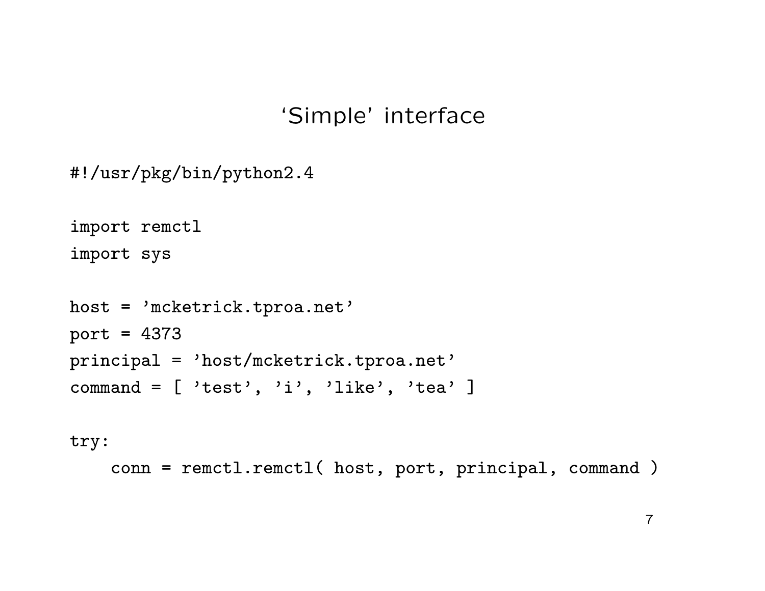# 'Simple' interface

```
#!/usr/pkg/bin/python2.4

import remctl
import sys

host = 'mcketrick.tproa.net'
port = 4373
principal = 'host/mcketrick.tproa.net'
command = [ 'test', 'i', 'like', 'tea' ]

try:
    conn = remctl.remctl( host, port, principal, command )
```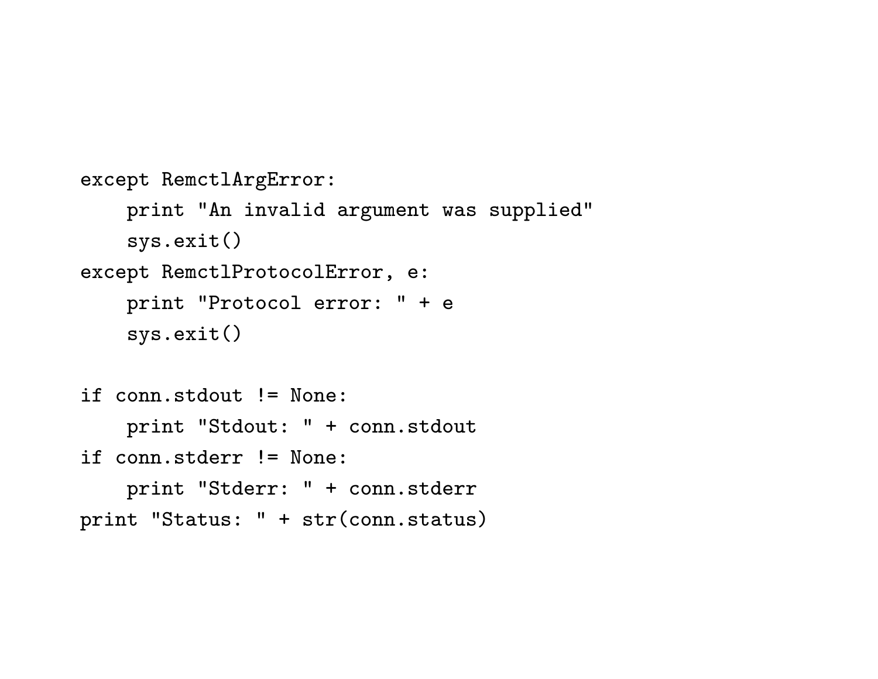```
except RemctlArgError:
    print "An invalid argument was supplied"
    sys.exit()
except RemctlProtocolError, e:
    print "Protocol error: " + e
    sys.exit()

if conn.stdout != None:
    print "Stdout: " + conn.stdout
if conn.stderr != None:
    print "Stderr: " + conn.stderr
print "Status: " + str(conn.status)
```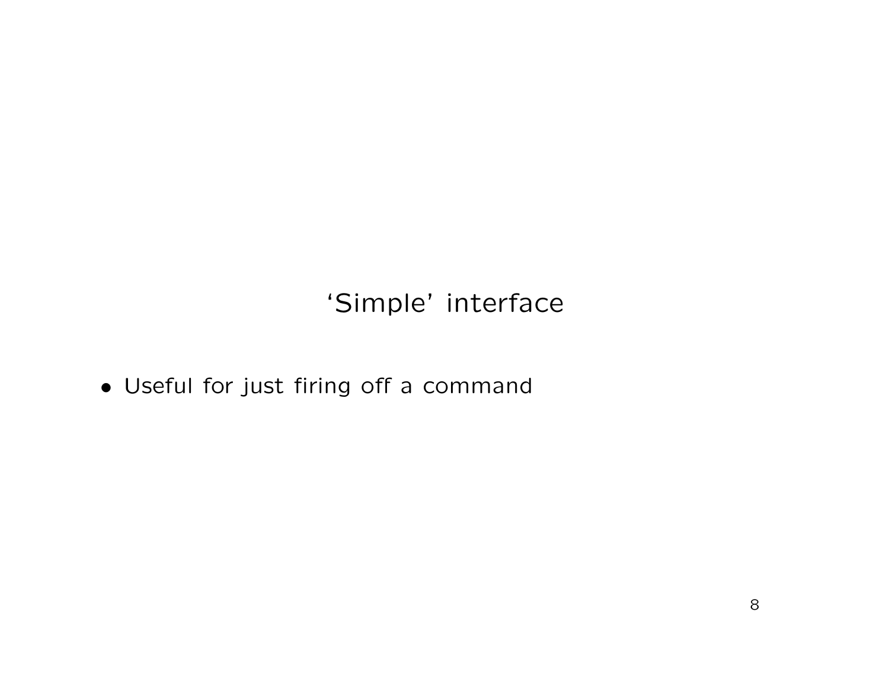## ‘Simple’ interface

- Useful for just firing off a command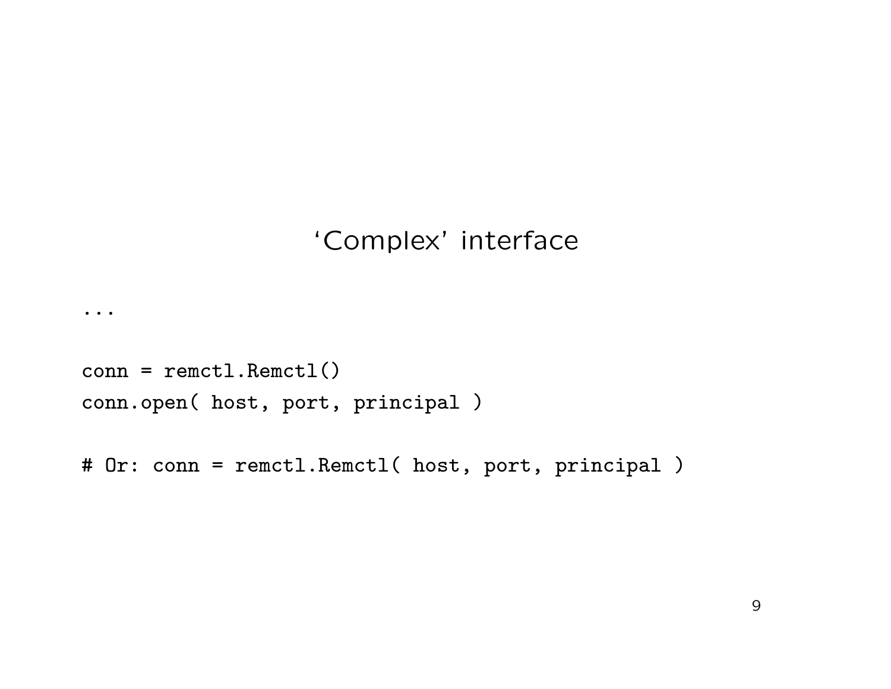## ‘Complex’ interface

```
...

conn = remctl.Remctl()
conn.open( host, port, principal )

# Or: conn = remctl.Remctl( host, port, principal )
```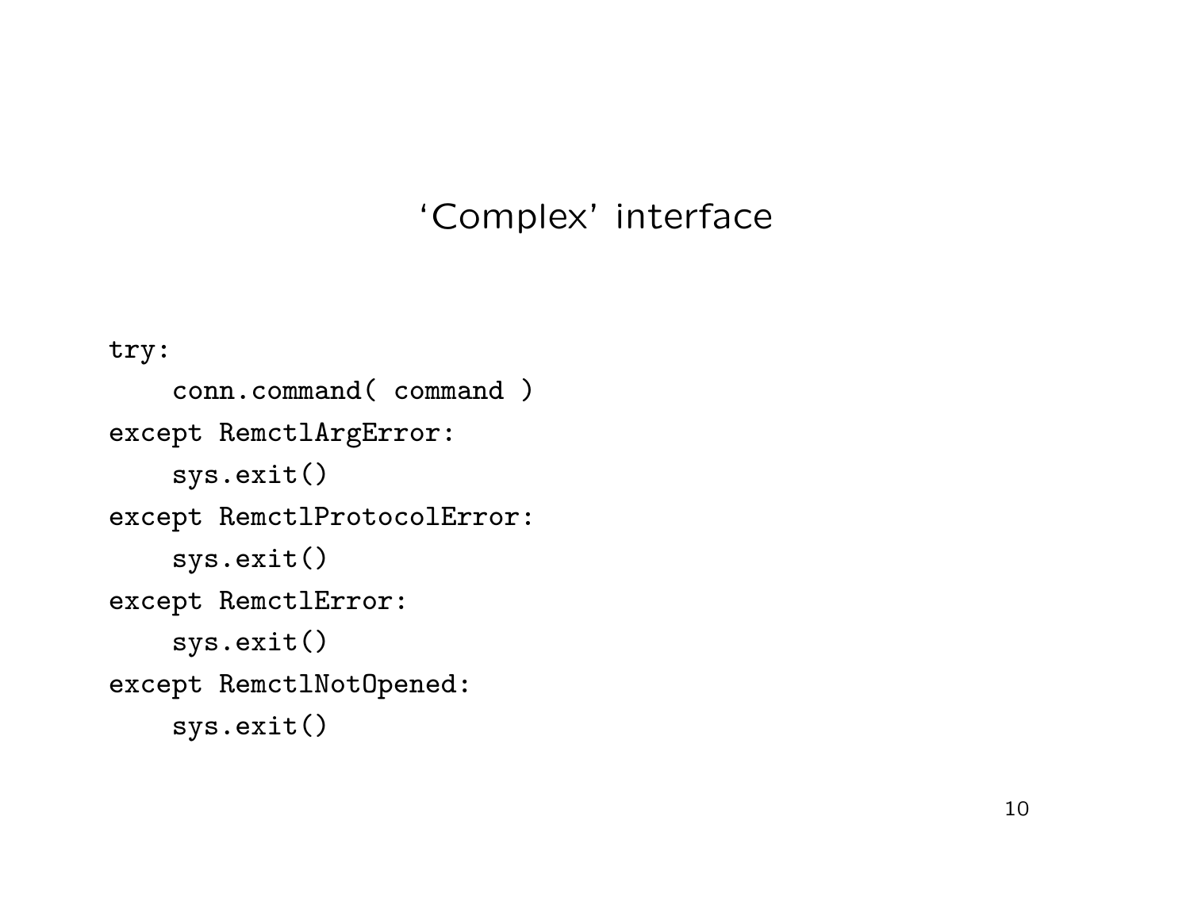# ‘Complex’ interface

```
try:
    conn.command( command )
except RemctlArgError:
    sys.exit()
except RemctlProtocolError:
    sys.exit()
except RemctlError:
    sys.exit()
except RemctlNotOpened:
    sys.exit()
```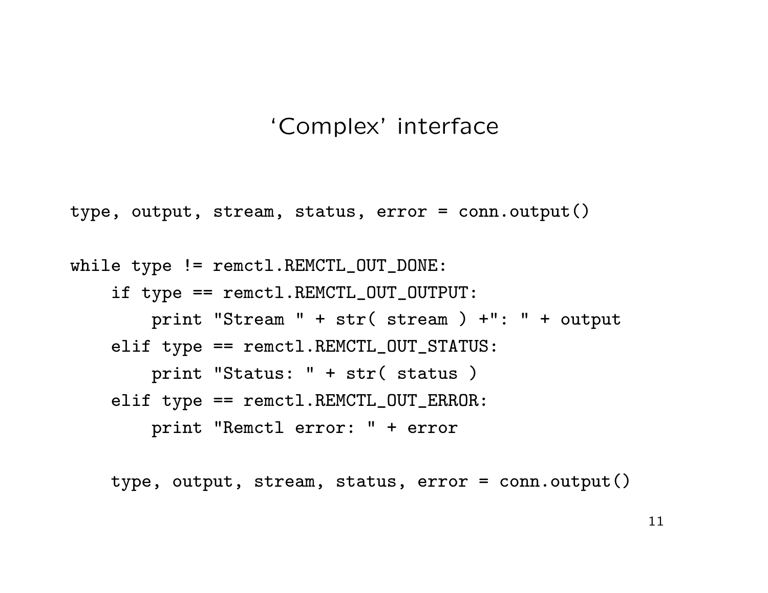# ‘Complex’ interface

```
type, output, stream, status, error = conn.output()

while type != remctl.REMCTL_OUT_DONE:
    if type == remctl.REMCTL_OUT_OUTPUT:
        print "Stream " + str( stream ) +": " + output
    elif type == remctl.REMCTL_OUT_STATUS:
        print "Status: " + str( status )
    elif type == remctl.REMCTL_OUT_ERROR:
        print "Remctl error: " + error

    type, output, stream, status, error = conn.output()
```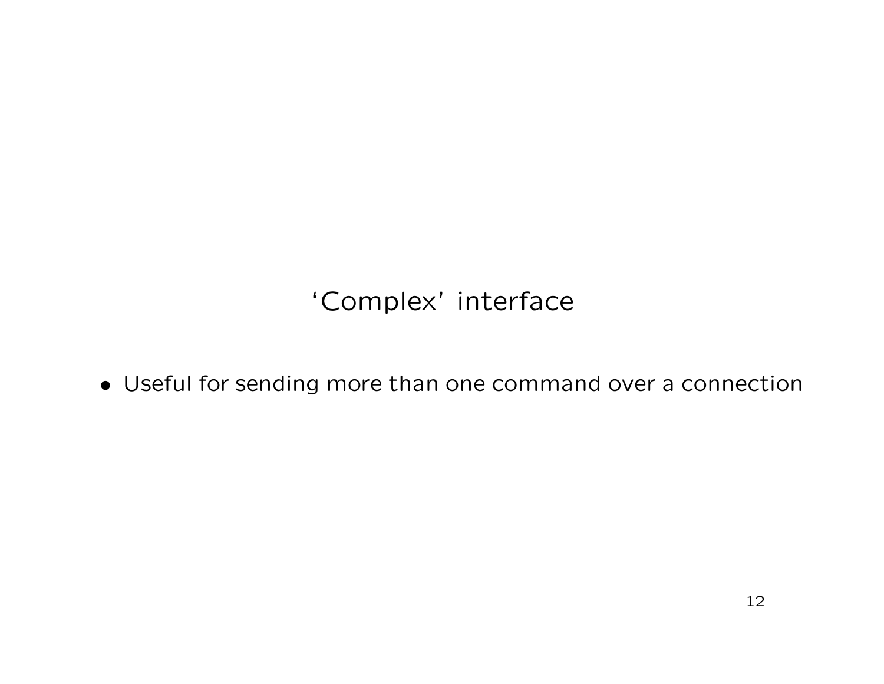# ‘Complex’ interface

- Useful for sending more than one command over a connection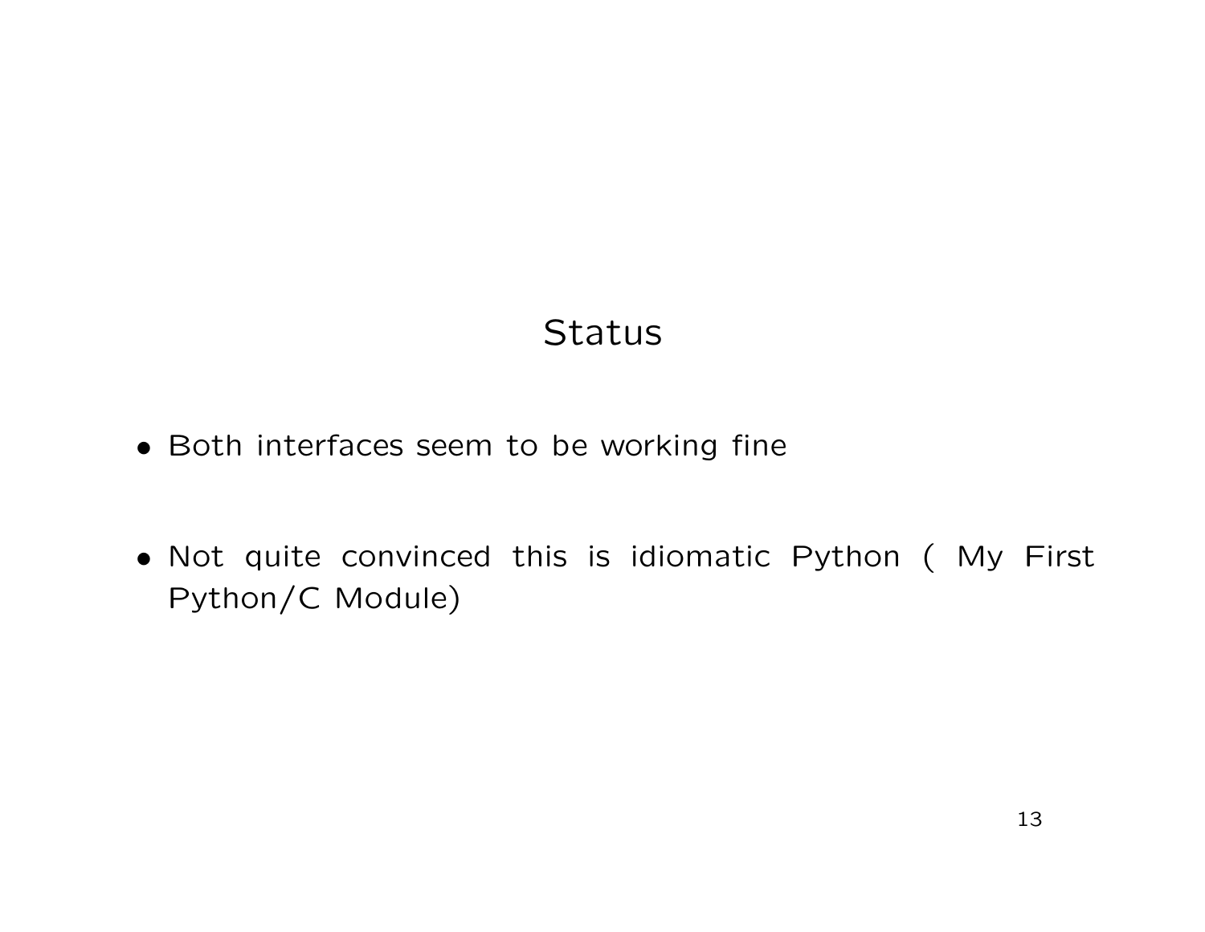# Status

- Both interfaces seem to be working fine
- Not quite convinced this is idiomatic Python ( My First Python/C Module)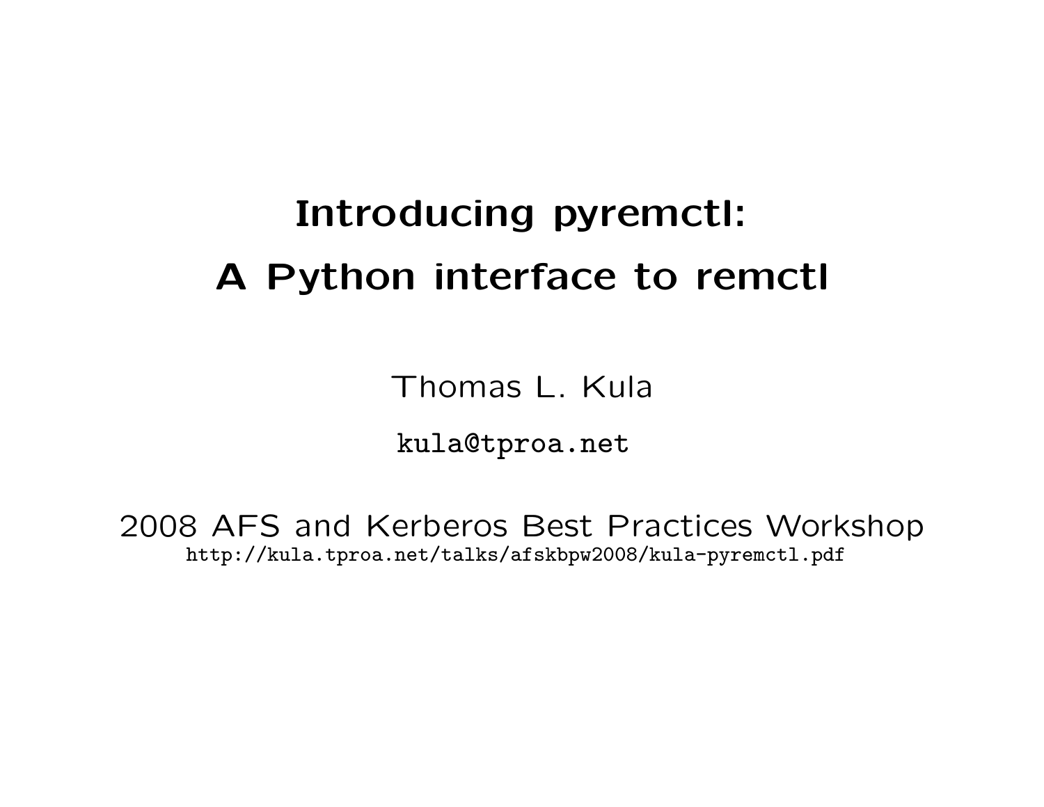# Introducing pyremctl:

# A Python interface to remctl

Thomas L. Kula

`kula@tproa.net`

2008 AFS and Kerberos Best Practices Workshop

`http://kula.tproa.net/talks/afskbpw2008/kula-pyremctl.pdf`